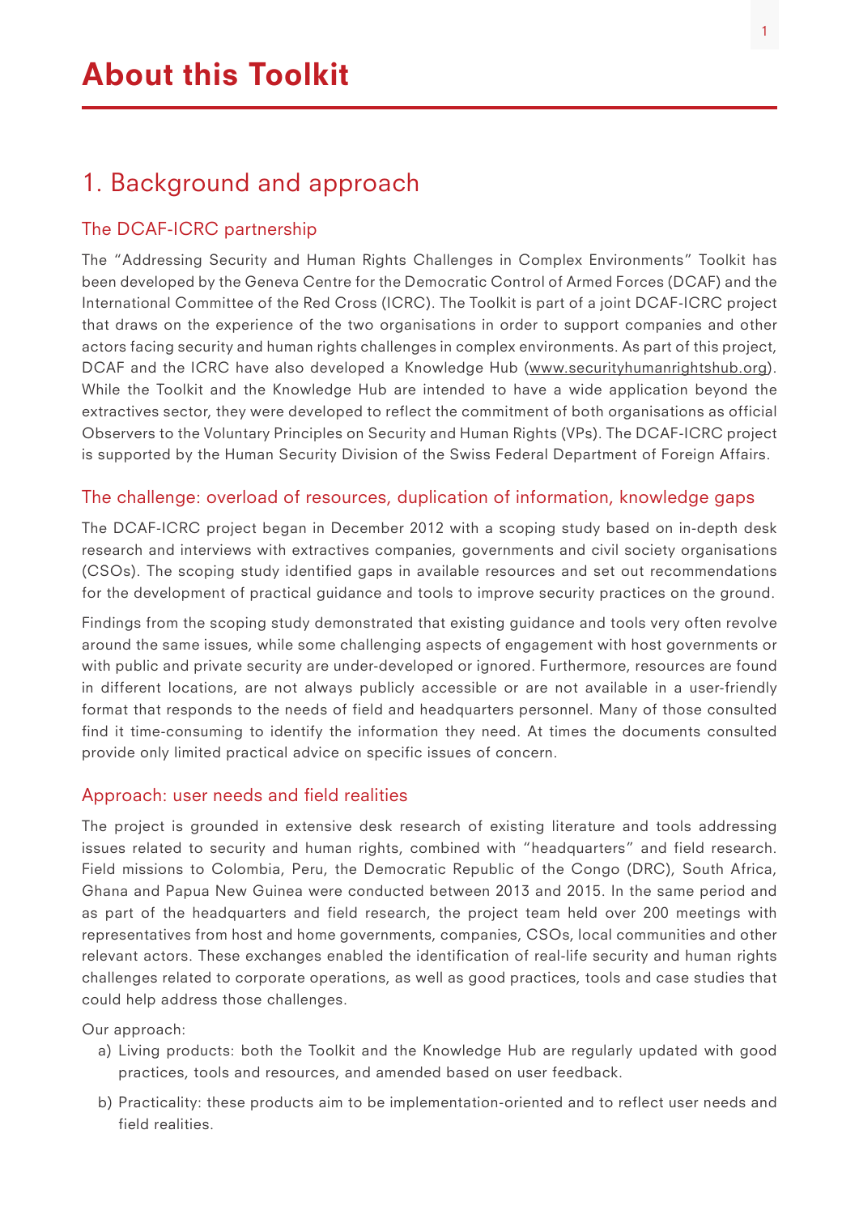# About this Toolkit

## 1. Background and approach

### The DCAF-ICRC partnership

The "Addressing Security and Human Rights Challenges in Complex Environments" Toolkit has been developed by the Geneva Centre for the Democratic Control of Armed Forces (DCAF) and the International Committee of the Red Cross (ICRC). The Toolkit is part of a joint DCAF-ICRC project that draws on the experience of the two organisations in order to support companies and other actors facing security and human rights challenges in complex environments. As part of this project, DCAF and the ICRC have also developed a Knowledge Hub (www.securityhumanrightshub.org). While the Toolkit and the Knowledge Hub are intended to have a wide application beyond the extractives sector, they were developed to reflect the commitment of both organisations as official Observers to the Voluntary Principles on Security and Human Rights (VPs). The DCAF-ICRC project is supported by the Human Security Division of the Swiss Federal Department of Foreign Affairs.

### The challenge: overload of resources, duplication of information, knowledge gaps

The DCAF-ICRC project began in December 2012 with a scoping study based on in-depth desk research and interviews with extractives companies, governments and civil society organisations (CSOs). The scoping study identified gaps in available resources and set out recommendations for the development of practical guidance and tools to improve security practices on the ground.

Findings from the scoping study demonstrated that existing guidance and tools very often revolve around the same issues, while some challenging aspects of engagement with host governments or with public and private security are under-developed or ignored. Furthermore, resources are found in different locations, are not always publicly accessible or are not available in a user-friendly format that responds to the needs of field and headquarters personnel. Many of those consulted find it time-consuming to identify the information they need. At times the documents consulted provide only limited practical advice on specific issues of concern.

### Approach: user needs and field realities

The project is grounded in extensive desk research of existing literature and tools addressing issues related to security and human rights, combined with "headquarters" and field research. Field missions to Colombia, Peru, the Democratic Republic of the Congo (DRC), South Africa, Ghana and Papua New Guinea were conducted between 2013 and 2015. In the same period and as part of the headquarters and field research, the project team held over 200 meetings with representatives from host and home governments, companies, CSOs, local communities and other relevant actors. These exchanges enabled the identification of real-life security and human rights challenges related to corporate operations, as well as good practices, tools and case studies that could help address those challenges.

Our approach:

a) Living products: both the Toolkit and the Knowledge Hub are regularly updated with good practices, tools and resources, and amended based on user feedback.

b) Practicality: these products aim to be implementation-oriented and to reflect user needs and field realities.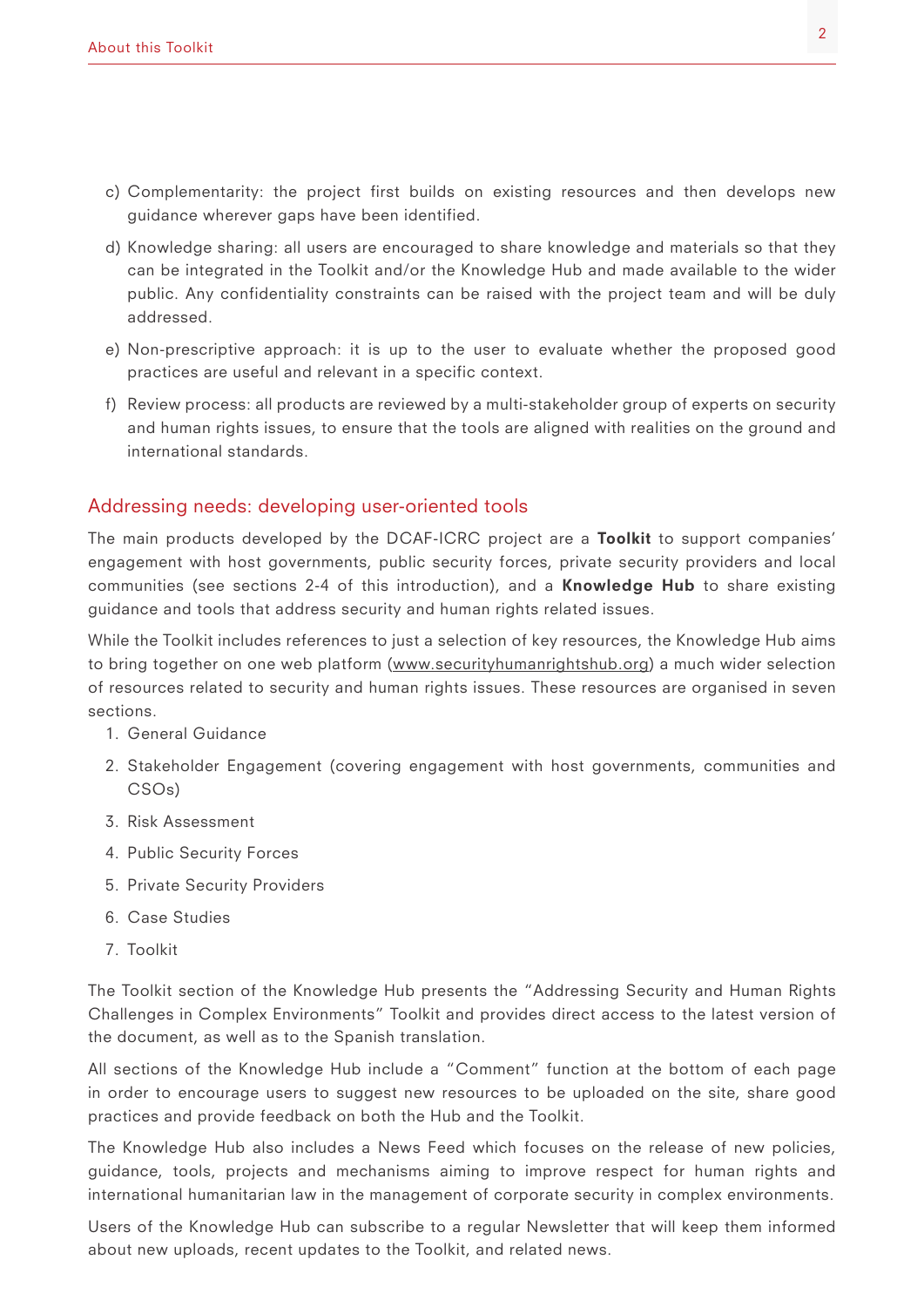c) Complementarity: the project first builds on existing resources and then develops new guidance wherever gaps have been identified.

d) Knowledge sharing: all users are encouraged to share knowledge and materials so that they can be integrated in the Toolkit and/or the Knowledge Hub and made available to the wider public. Any confidentiality constraints can be raised with the project team and will be duly addressed.

e) Non-prescriptive approach: it is up to the user to evaluate whether the proposed good practices are useful and relevant in a specific context.

f) Review process: all products are reviewed by a multi-stakeholder group of experts on security and human rights issues, to ensure that the tools are aligned with realities on the ground and international standards.

## Addressing needs: developing user-oriented tools

The main products developed by the DCAF-ICRC project are a **Toolkit** to support companies' engagement with host governments, public security forces, private security providers and local communities (see sections 2-4 of this introduction), and a **Knowledge Hub** to share existing guidance and tools that address security and human rights related issues.

While the Toolkit includes references to just a selection of key resources, the Knowledge Hub aims to bring together on one web platform (www.securityhumanrightshub.org) a much wider selection of resources related to security and human rights issues. These resources are organised in seven sections.

1. General Guidance
2. Stakeholder Engagement (covering engagement with host governments, communities and CSOs)
3. Risk Assessment
4. Public Security Forces
5. Private Security Providers
6. Case Studies
7. Toolkit

The Toolkit section of the Knowledge Hub presents the "Addressing Security and Human Rights Challenges in Complex Environments" Toolkit and provides direct access to the latest version of the document, as well as to the Spanish translation.

All sections of the Knowledge Hub include a "Comment" function at the bottom of each page in order to encourage users to suggest new resources to be uploaded on the site, share good practices and provide feedback on both the Hub and the Toolkit.

The Knowledge Hub also includes a News Feed which focuses on the release of new policies, guidance, tools, projects and mechanisms aiming to improve respect for human rights and international humanitarian law in the management of corporate security in complex environments.

Users of the Knowledge Hub can subscribe to a regular Newsletter that will keep them informed about new uploads, recent updates to the Toolkit, and related news.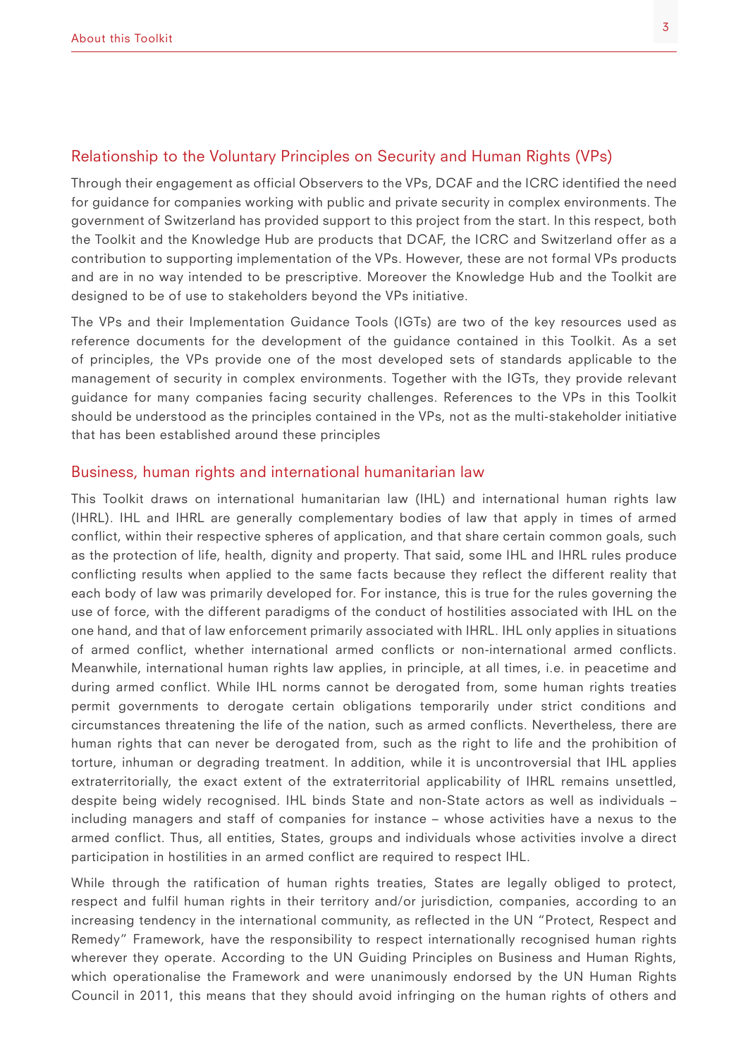## Relationship to the Voluntary Principles on Security and Human Rights (VPs)

Through their engagement as official Observers to the VPs, DCAF and the ICRC identified the need for guidance for companies working with public and private security in complex environments. The government of Switzerland has provided support to this project from the start. In this respect, both the Toolkit and the Knowledge Hub are products that DCAF, the ICRC and Switzerland offer as a contribution to supporting implementation of the VPs. However, these are not formal VPs products and are in no way intended to be prescriptive. Moreover the Knowledge Hub and the Toolkit are designed to be of use to stakeholders beyond the VPs initiative.

The VPs and their Implementation Guidance Tools (IGTs) are two of the key resources used as reference documents for the development of the guidance contained in this Toolkit. As a set of principles, the VPs provide one of the most developed sets of standards applicable to the management of security in complex environments. Together with the IGTs, they provide relevant guidance for many companies facing security challenges. References to the VPs in this Toolkit should be understood as the principles contained in the VPs, not as the multi-stakeholder initiative that has been established around these principles

## Business, human rights and international humanitarian law

This Toolkit draws on international humanitarian law (IHL) and international human rights law (IHRL). IHL and IHRL are generally complementary bodies of law that apply in times of armed conflict, within their respective spheres of application, and that share certain common goals, such as the protection of life, health, dignity and property. That said, some IHL and IHRL rules produce conflicting results when applied to the same facts because they reflect the different reality that each body of law was primarily developed for. For instance, this is true for the rules governing the use of force, with the different paradigms of the conduct of hostilities associated with IHL on the one hand, and that of law enforcement primarily associated with IHRL. IHL only applies in situations of armed conflict, whether international armed conflicts or non-international armed conflicts. Meanwhile, international human rights law applies, in principle, at all times, i.e. in peacetime and during armed conflict. While IHL norms cannot be derogated from, some human rights treaties permit governments to derogate certain obligations temporarily under strict conditions and circumstances threatening the life of the nation, such as armed conflicts. Nevertheless, there are human rights that can never be derogated from, such as the right to life and the prohibition of torture, inhuman or degrading treatment. In addition, while it is uncontroversial that IHL applies extraterritorially, the exact extent of the extraterritorial applicability of IHRL remains unsettled, despite being widely recognised. IHL binds State and non-State actors as well as individuals – including managers and staff of companies for instance – whose activities have a nexus to the armed conflict. Thus, all entities, States, groups and individuals whose activities involve a direct participation in hostilities in an armed conflict are required to respect IHL.

While through the ratification of human rights treaties, States are legally obliged to protect, respect and fulfil human rights in their territory and/or jurisdiction, companies, according to an increasing tendency in the international community, as reflected in the UN "Protect, Respect and Remedy" Framework, have the responsibility to respect internationally recognised human rights wherever they operate. According to the UN Guiding Principles on Business and Human Rights, which operationalise the Framework and were unanimously endorsed by the UN Human Rights Council in 2011, this means that they should avoid infringing on the human rights of others and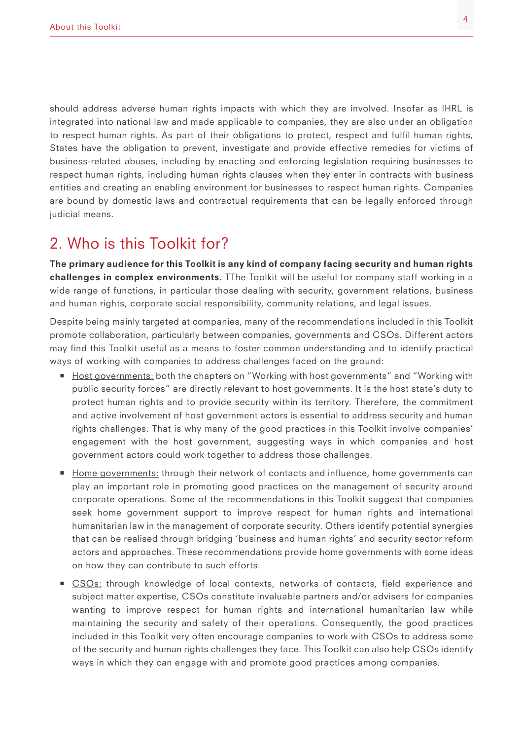should address adverse human rights impacts with which they are involved. Insofar as IHRL is integrated into national law and made applicable to companies, they are also under an obligation to respect human rights. As part of their obligations to protect, respect and fulfil human rights, States have the obligation to prevent, investigate and provide effective remedies for victims of business-related abuses, including by enacting and enforcing legislation requiring businesses to respect human rights, including human rights clauses when they enter in contracts with business entities and creating an enabling environment for businesses to respect human rights. Companies are bound by domestic laws and contractual requirements that can be legally enforced through judicial means.

## 2. Who is this Toolkit for?

**The primary audience for this Toolkit is any kind of company facing security and human rights challenges in complex environments.** TThe Toolkit will be useful for company staff working in a wide range of functions, in particular those dealing with security, government relations, business and human rights, corporate social responsibility, community relations, and legal issues.

Despite being mainly targeted at companies, many of the recommendations included in this Toolkit promote collaboration, particularly between companies, governments and CSOs. Different actors may find this Toolkit useful as a means to foster common understanding and to identify practical ways of working with companies to address challenges faced on the ground:

- Host governments: both the chapters on "Working with host governments" and "Working with public security forces" are directly relevant to host governments. It is the host state's duty to protect human rights and to provide security within its territory. Therefore, the commitment and active involvement of host government actors is essential to address security and human rights challenges. That is why many of the good practices in this Toolkit involve companies' engagement with the host government, suggesting ways in which companies and host government actors could work together to address those challenges.

- Home governments: through their network of contacts and influence, home governments can play an important role in promoting good practices on the management of security around corporate operations. Some of the recommendations in this Toolkit suggest that companies seek home government support to improve respect for human rights and international humanitarian law in the management of corporate security. Others identify potential synergies that can be realised through bridging 'business and human rights' and security sector reform actors and approaches. These recommendations provide home governments with some ideas on how they can contribute to such efforts.

- CSOs: through knowledge of local contexts, networks of contacts, field experience and subject matter expertise, CSOs constitute invaluable partners and/or advisers for companies wanting to improve respect for human rights and international humanitarian law while maintaining the security and safety of their operations. Consequently, the good practices included in this Toolkit very often encourage companies to work with CSOs to address some of the security and human rights challenges they face. This Toolkit can also help CSOs identify ways in which they can engage with and promote good practices among companies.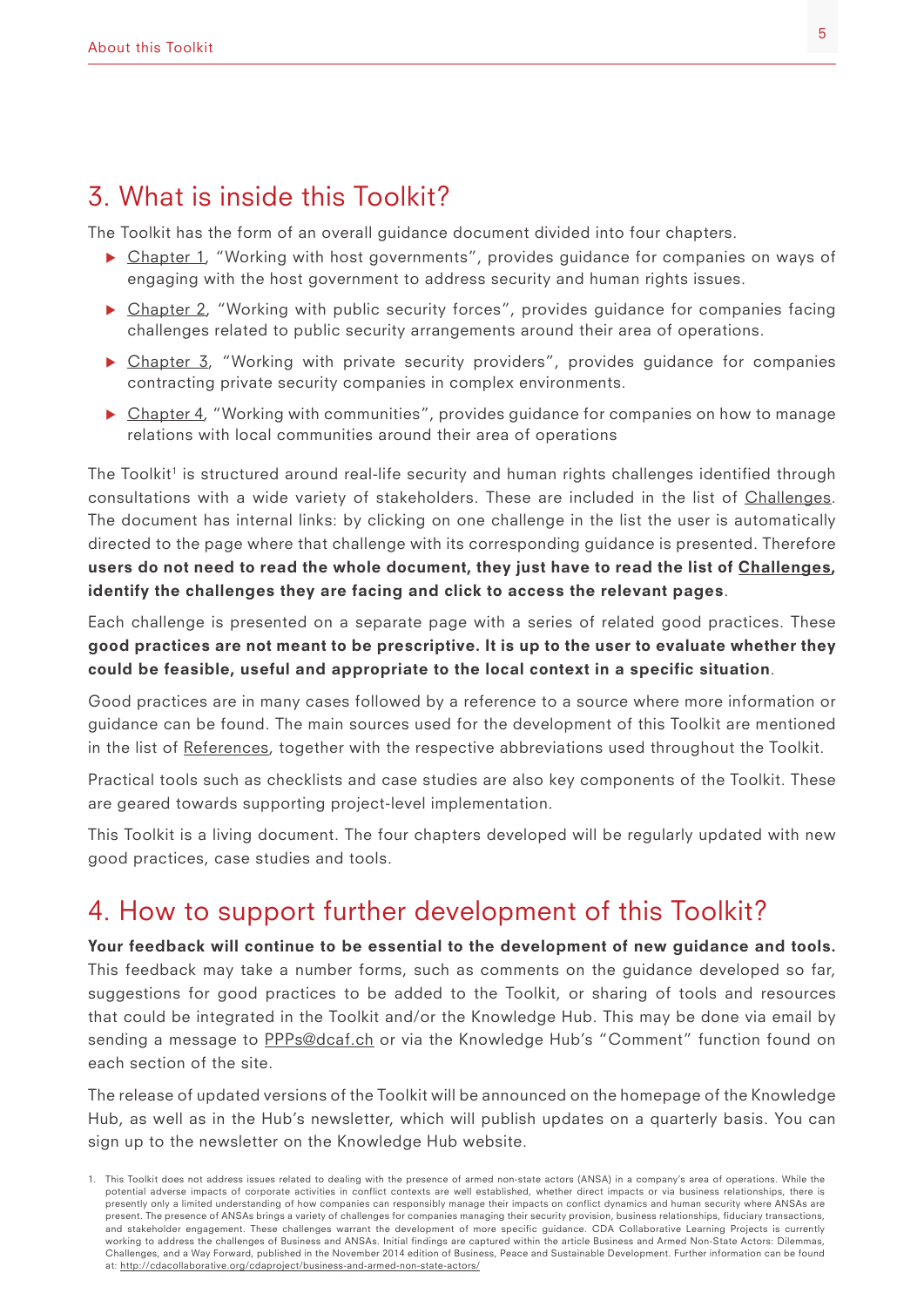## 3. What is inside this Toolkit?

The Toolkit has the form of an overall guidance document divided into four chapters.

- Chapter 1, "Working with host governments", provides guidance for companies on ways of engaging with the host government to address security and human rights issues.
- Chapter 2, "Working with public security forces", provides guidance for companies facing challenges related to public security arrangements around their area of operations.
- Chapter 3, "Working with private security providers", provides guidance for companies contracting private security companies in complex environments.
- Chapter 4, "Working with communities", provides guidance for companies on how to manage relations with local communities around their area of operations

The Toolkit[1] is structured around real-life security and human rights challenges identified through consultations with a wide variety of stakeholders. These are included in the list of Challenges. The document has internal links: by clicking on one challenge in the list the user is automatically directed to the page where that challenge with its corresponding guidance is presented. Therefore **users do not need to read the whole document, they just have to read the list of Challenges, identify the challenges they are facing and click to access the relevant pages**.

Each challenge is presented on a separate page with a series of related good practices. These **good practices are not meant to be prescriptive. It is up to the user to evaluate whether they could be feasible, useful and appropriate to the local context in a specific situation**.

Good practices are in many cases followed by a reference to a source where more information or guidance can be found. The main sources used for the development of this Toolkit are mentioned in the list of References, together with the respective abbreviations used throughout the Toolkit.

Practical tools such as checklists and case studies are also key components of the Toolkit. These are geared towards supporting project-level implementation.

This Toolkit is a living document. The four chapters developed will be regularly updated with new good practices, case studies and tools.

## 4. How to support further development of this Toolkit?

**Your feedback will continue to be essential to the development of new guidance and tools.** This feedback may take a number forms, such as comments on the guidance developed so far, suggestions for good practices to be added to the Toolkit, or sharing of tools and resources that could be integrated in the Toolkit and/or the Knowledge Hub. This may be done via email by sending a message to PPPs@dcaf.ch or via the Knowledge Hub's "Comment" function found on each section of the site.

The release of updated versions of the Toolkit will be announced on the homepage of the Knowledge Hub, as well as in the Hub's newsletter, which will publish updates on a quarterly basis. You can sign up to the newsletter on the Knowledge Hub website.

1. This Toolkit does not address issues related to dealing with the presence of armed non-state actors (ANSA) in a company's area of operations. While the potential adverse impacts of corporate activities in conflict contexts are well established, whether direct impacts or via business relationships, there is presently only a limited understanding of how companies can responsibly manage their impacts on conflict dynamics and human security where ANSAs are present. The presence of ANSAs brings a variety of challenges for companies managing their security provision, business relationships, fiduciary transactions, and stakeholder engagement. These challenges warrant the development of more specific guidance. CDA Collaborative Learning Projects is currently working to address the challenges of Business and ANSAs. Initial findings are captured within the article Business and Armed Non-State Actors: Dilemmas, Challenges, and a Way Forward, published in the November 2014 edition of Business, Peace and Sustainable Development. Further information can be found at: http://cdacollaborative.org/cdaproject/business-and-armed-non-state-actors/